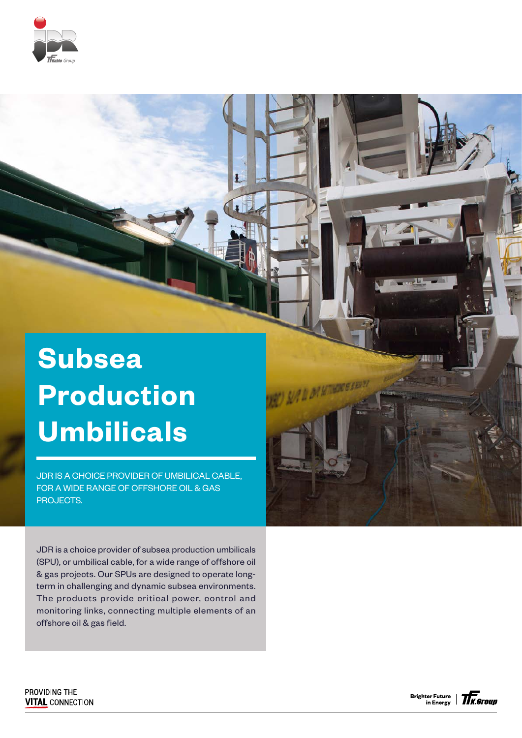# Subsea Production Umbilicals

JDR IS A CHOICE PROVIDER OF UMBILICAL CABLE, FOR A WIDE RANGE OF OFFSHORE OIL & GAS PROJECTS.

JDR is a choice provider of subsea production umbilicals (SPU), or umbilical cable, for a wide range of offshore oil & gas projects. Our SPUs are designed to operate long-term in challenging and dynamic subsea environments. The products provide critical power, control and monitoring links, connecting multiple elements of an offshore oil & gas field.

PROVIDING THE **VITAL** CONNECTION

Brighter Future in Energy | TFK Group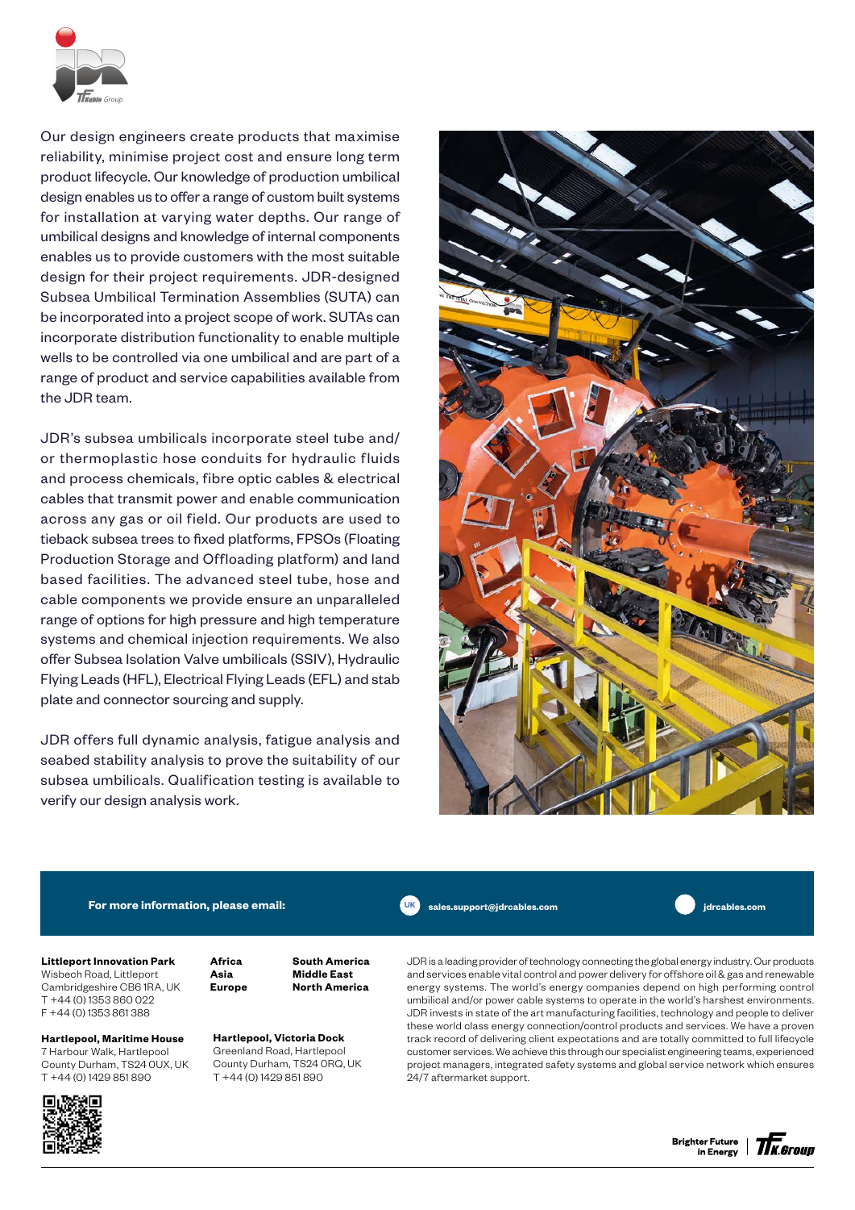Our design engineers create products that maximise reliability, minimise project cost and ensure long term product lifecycle. Our knowledge of production umbilical design enables us to offer a range of custom built systems for installation at varying water depths. Our range of umbilical designs and knowledge of internal components enables us to provide customers with the most suitable design for their project requirements. JDR-designed Subsea Umbilical Termination Assemblies (SUTA) can be incorporated into a project scope of work. SUTAs can incorporate distribution functionality to enable multiple wells to be controlled via one umbilical and are part of a range of product and service capabilities available from the JDR team.

JDR's subsea umbilicals incorporate steel tube and/or thermoplastic hose conduits for hydraulic fluids and process chemicals, fibre optic cables & electrical cables that transmit power and enable communication across any gas or oil field. Our products are used to tieback subsea trees to fixed platforms, FPSOs (Floating Production Storage and Offloading platform) and land based facilities. The advanced steel tube, hose and cable components we provide ensure an unparalleled range of options for high pressure and high temperature systems and chemical injection requirements. We also offer Subsea Isolation Valve umbilicals (SSIV), Hydraulic Flying Leads (HFL), Electrical Flying Leads (EFL) and stab plate and connector sourcing and supply.

JDR offers full dynamic analysis, fatigue analysis and seabed stability analysis to prove the suitability of our subsea umbilicals. Qualification testing is available to verify our design analysis work.

**For more information, please email:** UK sales.support@jdrcables.com jdrcables.com

**Littleport Innovation Park**
Wisbech Road, Littleport
Cambridgeshire CB6 1RA, UK
T +44 (0) 1353 860 022
F +44 (0) 1353 861 388

**Africa**
**Asia**
**Europe**

**South America**
**Middle East**
**North America**

**Hartlepool, Maritime House**
7 Harbour Walk, Hartlepool
County Durham, TS24 0UX, UK
T +44 (0) 1429 851 890

**Hartlepool, Victoria Dock**
Greenland Road, Hartlepool
County Durham, TS24 0RQ, UK
T +44 (0) 1429 851 890

JDR is a leading provider of technology connecting the global energy industry. Our products and services enable vital control and power delivery for offshore oil & gas and renewable energy systems. The world's energy companies depend on high performing control umbilical and/or power cable systems to operate in the world's harshest environments. JDR invests in state of the art manufacturing facilities, technology and people to deliver these world class energy connection/control products and services. We have a proven track record of delivering client expectations and are totally committed to full lifecycle customer services. We achieve this through our specialist engineering teams, experienced project managers, integrated safety systems and global service network which ensures 24/7 aftermarket support.

Brighter Future in Energy